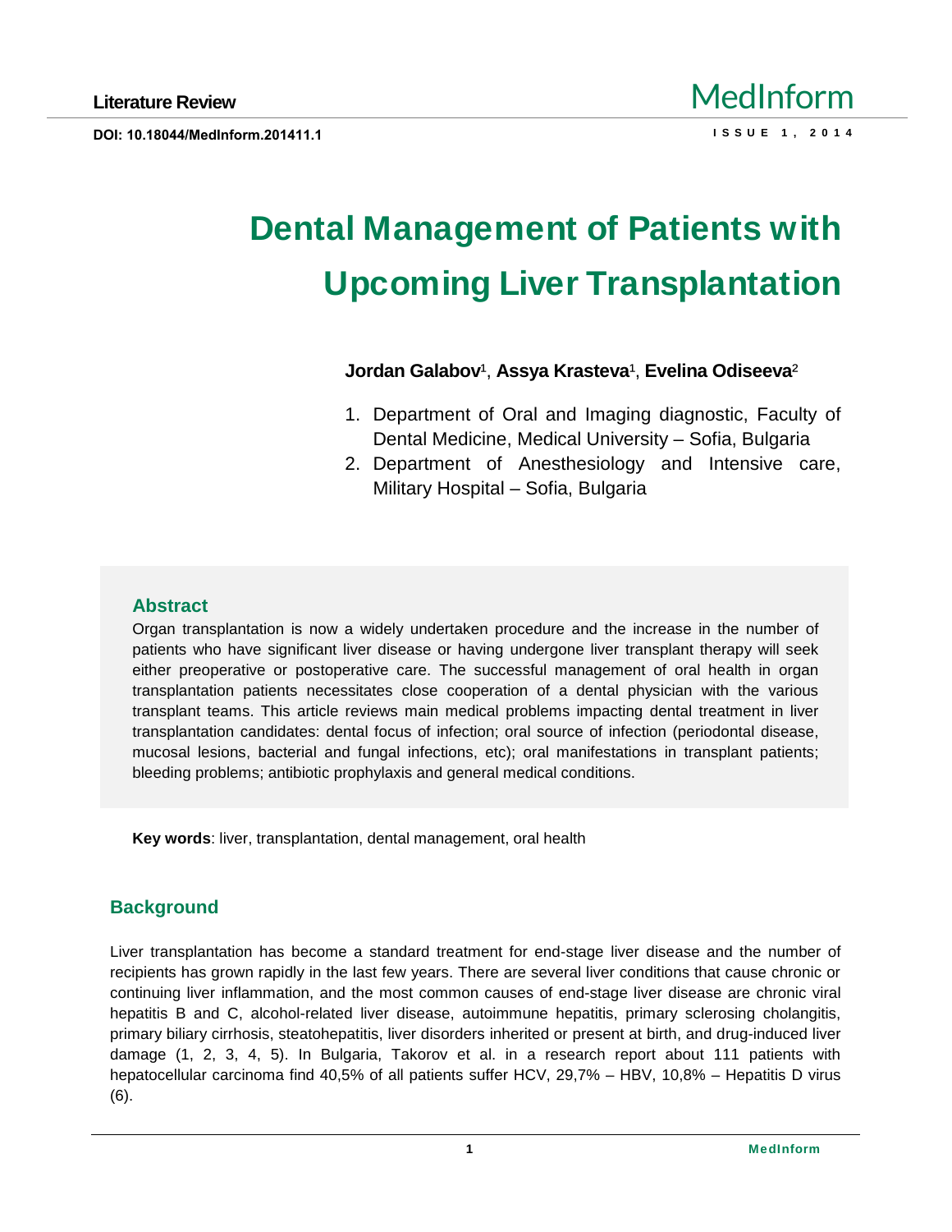**Literature Review**

**DOI: 10.18044/MedInform.201411.1**

# Dental Management of Patients with Upcoming Liver Transplantation

**Jordan Galabov**[1], **Assya Krasteva**[1], **Evelina Odiseeva**[2]

1. Department of Oral and Imaging diagnostic, Faculty of Dental Medicine, Medical University – Sofia, Bulgaria
2. Department of Anesthesiology and Intensive care, Military Hospital – Sofia, Bulgaria

## Abstract

Organ transplantation is now a widely undertaken procedure and the increase in the number of patients who have significant liver disease or having undergone liver transplant therapy will seek either preoperative or postoperative care. The successful management of oral health in organ transplantation patients necessitates close cooperation of a dental physician with the various transplant teams. This article reviews main medical problems impacting dental treatment in liver transplantation candidates: dental focus of infection; oral source of infection (periodontal disease, mucosal lesions, bacterial and fungal infections, etc); oral manifestations in transplant patients; bleeding problems; antibiotic prophylaxis and general medical conditions.

**Key words**: liver, transplantation, dental management, oral health

## Background

Liver transplantation has become a standard treatment for end-stage liver disease and the number of recipients has grown rapidly in the last few years. There are several liver conditions that cause chronic or continuing liver inflammation, and the most common causes of end-stage liver disease are chronic viral hepatitis B and C, alcohol-related liver disease, autoimmune hepatitis, primary sclerosing cholangitis, primary biliary cirrhosis, steatohepatitis, liver disorders inherited or present at birth, and drug-induced liver damage (1, 2, 3, 4, 5). In Bulgaria, Takorov et al. in a research report about 111 patients with hepatocellular carcinoma find 40,5% of all patients suffer HCV, 29,7% – HBV, 10,8% – Hepatitis D virus (6).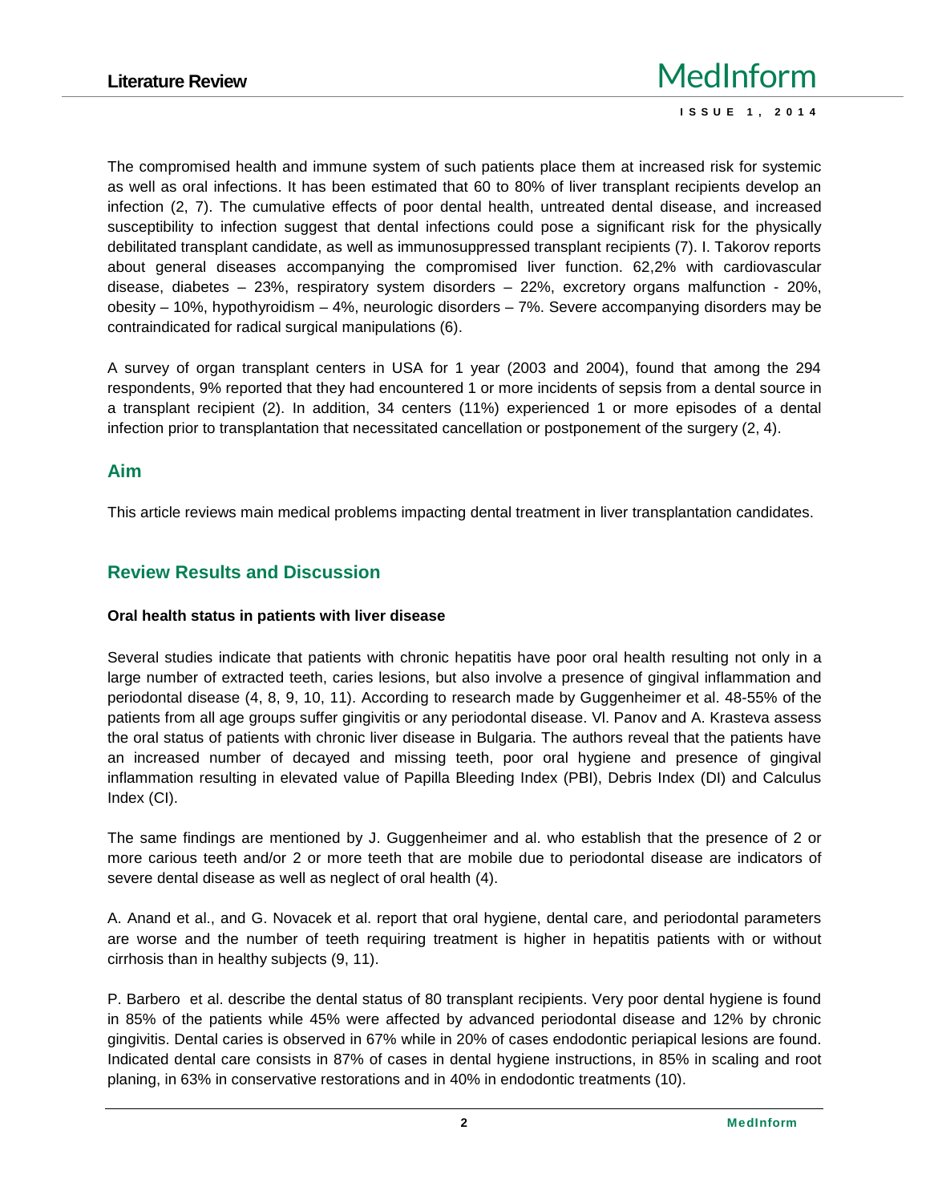The compromised health and immune system of such patients place them at increased risk for systemic as well as oral infections. It has been estimated that 60 to 80% of liver transplant recipients develop an infection (2, 7). The cumulative effects of poor dental health, untreated dental disease, and increased susceptibility to infection suggest that dental infections could pose a significant risk for the physically debilitated transplant candidate, as well as immunosuppressed transplant recipients (7). I. Takorov reports about general diseases accompanying the compromised liver function. 62,2% with cardiovascular disease, diabetes – 23%, respiratory system disorders – 22%, excretory organs malfunction - 20%, obesity – 10%, hypothyroidism – 4%, neurologic disorders – 7%. Severe accompanying disorders may be contraindicated for radical surgical manipulations (6).

A survey of organ transplant centers in USA for 1 year (2003 and 2004), found that among the 294 respondents, 9% reported that they had encountered 1 or more incidents of sepsis from a dental source in a transplant recipient (2). In addition, 34 centers (11%) experienced 1 or more episodes of a dental infection prior to transplantation that necessitated cancellation or postponement of the surgery (2, 4).

## Aim

This article reviews main medical problems impacting dental treatment in liver transplantation candidates.

## Review Results and Discussion

### Oral health status in patients with liver disease

Several studies indicate that patients with chronic hepatitis have poor oral health resulting not only in a large number of extracted teeth, caries lesions, but also involve a presence of gingival inflammation and periodontal disease (4, 8, 9, 10, 11). According to research made by Guggenheimer et al. 48-55% of the patients from all age groups suffer gingivitis or any periodontal disease. Vl. Panov and A. Krasteva assess the oral status of patients with chronic liver disease in Bulgaria. The authors reveal that the patients have an increased number of decayed and missing teeth, poor oral hygiene and presence of gingival inflammation resulting in elevated value of Papilla Bleeding Index (PBI), Debris Index (DI) and Calculus Index (CI).

The same findings are mentioned by J. Guggenheimer and al. who establish that the presence of 2 or more carious teeth and/or 2 or more teeth that are mobile due to periodontal disease are indicators of severe dental disease as well as neglect of oral health (4).

A. Anand et al., and G. Novacek et al. report that oral hygiene, dental care, and periodontal parameters are worse and the number of teeth requiring treatment is higher in hepatitis patients with or without cirrhosis than in healthy subjects (9, 11).

P. Barbero et al. describe the dental status of 80 transplant recipients. Very poor dental hygiene is found in 85% of the patients while 45% were affected by advanced periodontal disease and 12% by chronic gingivitis. Dental caries is observed in 67% while in 20% of cases endodontic periapical lesions are found. Indicated dental care consists in 87% of cases in dental hygiene instructions, in 85% in scaling and root planing, in 63% in conservative restorations and in 40% in endodontic treatments (10).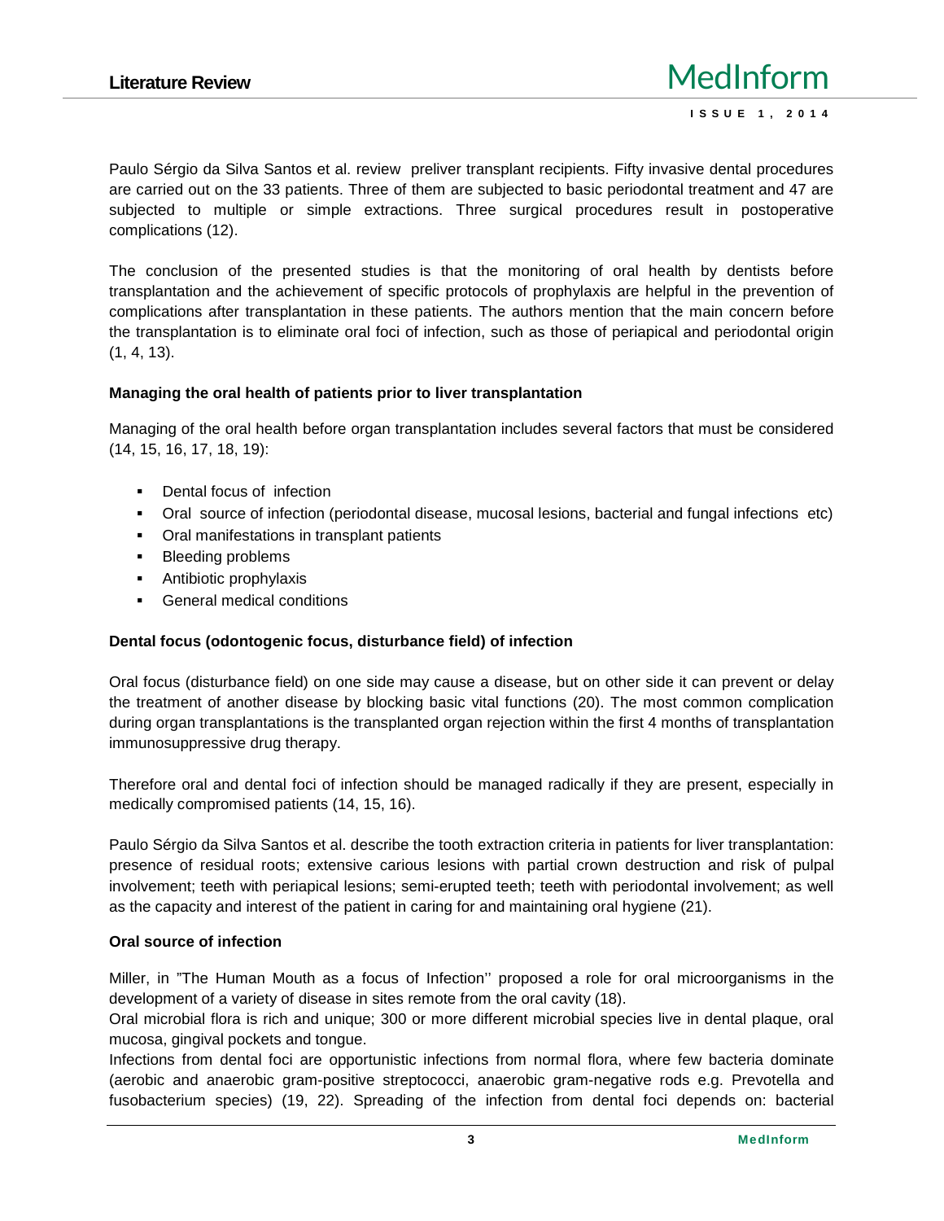Paulo Sérgio da Silva Santos et al. review preliver transplant recipients. Fifty invasive dental procedures are carried out on the 33 patients. Three of them are subjected to basic periodontal treatment and 47 are subjected to multiple or simple extractions. Three surgical procedures result in postoperative complications (12).

The conclusion of the presented studies is that the monitoring of oral health by dentists before transplantation and the achievement of specific protocols of prophylaxis are helpful in the prevention of complications after transplantation in these patients. The authors mention that the main concern before the transplantation is to eliminate oral foci of infection, such as those of periapical and periodontal origin (1, 4, 13).

### Managing the oral health of patients prior to liver transplantation

Managing of the oral health before organ transplantation includes several factors that must be considered (14, 15, 16, 17, 18, 19):

- Dental focus of infection
- Oral source of infection (periodontal disease, mucosal lesions, bacterial and fungal infections etc)
- Oral manifestations in transplant patients
- Bleeding problems
- Antibiotic prophylaxis
- General medical conditions

### Dental focus (odontogenic focus, disturbance field) of infection

Oral focus (disturbance field) on one side may cause a disease, but on other side it can prevent or delay the treatment of another disease by blocking basic vital functions (20). The most common complication during organ transplantations is the transplanted organ rejection within the first 4 months of transplantation immunosuppressive drug therapy.

Therefore oral and dental foci of infection should be managed radically if they are present, especially in medically compromised patients (14, 15, 16).

Paulo Sérgio da Silva Santos et al. describe the tooth extraction criteria in patients for liver transplantation: presence of residual roots; extensive carious lesions with partial crown destruction and risk of pulpal involvement; teeth with periapical lesions; semi-erupted teeth; teeth with periodontal involvement; as well as the capacity and interest of the patient in caring for and maintaining oral hygiene (21).

### Oral source of infection

Miller, in "The Human Mouth as a focus of Infection'' proposed a role for oral microorganisms in the development of a variety of disease in sites remote from the oral cavity (18).

Oral microbial flora is rich and unique; 300 or more different microbial species live in dental plaque, oral mucosa, gingival pockets and tongue.

Infections from dental foci are opportunistic infections from normal flora, where few bacteria dominate (aerobic and anaerobic gram-positive streptococci, anaerobic gram-negative rods e.g. Prevotella and fusobacterium species) (19, 22). Spreading of the infection from dental foci depends on: bacterial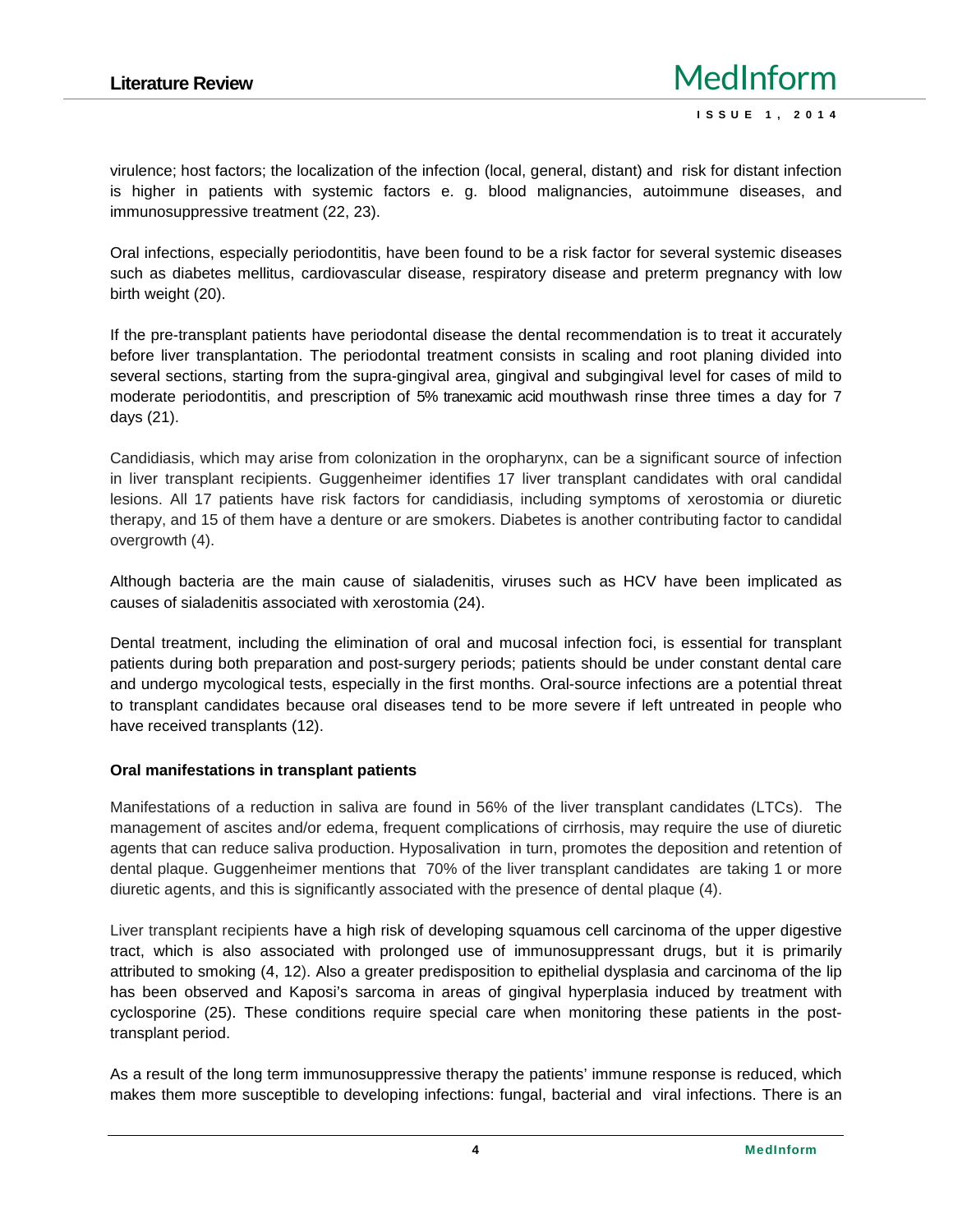virulence; host factors; the localization of the infection (local, general, distant) and risk for distant infection is higher in patients with systemic factors e. g. blood malignancies, autoimmune diseases, and immunosuppressive treatment (22, 23).

Oral infections, especially periodontitis, have been found to be a risk factor for several systemic diseases such as diabetes mellitus, cardiovascular disease, respiratory disease and preterm pregnancy with low birth weight (20).

If the pre-transplant patients have periodontal disease the dental recommendation is to treat it accurately before liver transplantation. The periodontal treatment consists in scaling and root planing divided into several sections, starting from the supra-gingival area, gingival and subgingival level for cases of mild to moderate periodontitis, and prescription of 5% tranexamic acid mouthwash rinse three times a day for 7 days (21).

Candidiasis, which may arise from colonization in the oropharynx, can be a significant source of infection in liver transplant recipients. Guggenheimer identifies 17 liver transplant candidates with oral candidal lesions. All 17 patients have risk factors for candidiasis, including symptoms of xerostomia or diuretic therapy, and 15 of them have a denture or are smokers. Diabetes is another contributing factor to candidal overgrowth (4).

Although bacteria are the main cause of sialadenitis, viruses such as HCV have been implicated as causes of sialadenitis associated with xerostomia (24).

Dental treatment, including the elimination of oral and mucosal infection foci, is essential for transplant patients during both preparation and post-surgery periods; patients should be under constant dental care and undergo mycological tests, especially in the first months. Oral-source infections are a potential threat to transplant candidates because oral diseases tend to be more severe if left untreated in people who have received transplants (12).

**Oral manifestations in transplant patients**

Manifestations of a reduction in saliva are found in 56% of the liver transplant candidates (LTCs). The management of ascites and/or edema, frequent complications of cirrhosis, may require the use of diuretic agents that can reduce saliva production. Hyposalivation in turn, promotes the deposition and retention of dental plaque. Guggenheimer mentions that 70% of the liver transplant candidates are taking 1 or more diuretic agents, and this is significantly associated with the presence of dental plaque (4).

Liver transplant recipients have a high risk of developing squamous cell carcinoma of the upper digestive tract, which is also associated with prolonged use of immunosuppressant drugs, but it is primarily attributed to smoking (4, 12). Also a greater predisposition to epithelial dysplasia and carcinoma of the lip has been observed and Kaposi's sarcoma in areas of gingival hyperplasia induced by treatment with cyclosporine (25). These conditions require special care when monitoring these patients in the post-transplant period.

As a result of the long term immunosuppressive therapy the patients' immune response is reduced, which makes them more susceptible to developing infections: fungal, bacterial and viral infections. There is an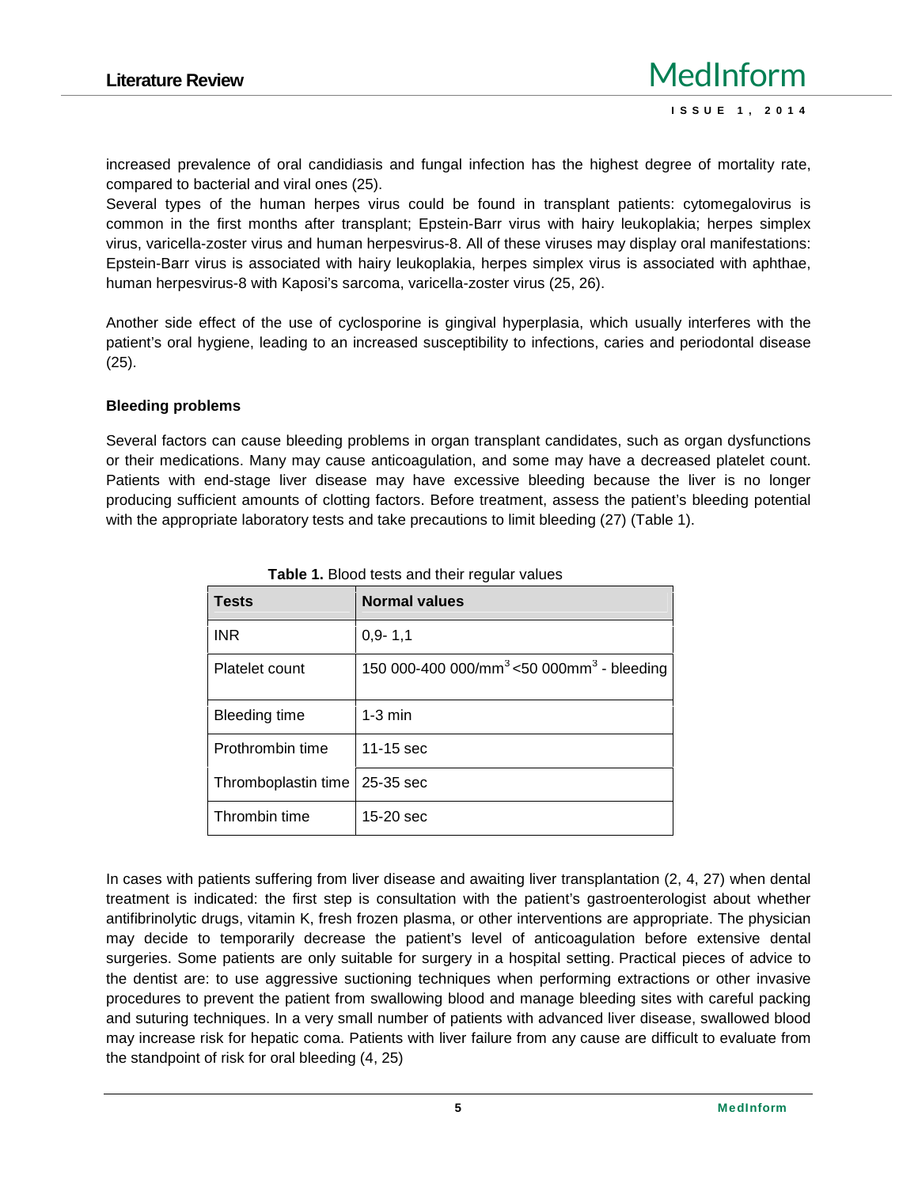increased prevalence of oral candidiasis and fungal infection has the highest degree of mortality rate, compared to bacterial and viral ones (25).
Several types of the human herpes virus could be found in transplant patients: cytomegalovirus is common in the first months after transplant; Epstein-Barr virus with hairy leukoplakia; herpes simplex virus, varicella-zoster virus and human herpesvirus-8. All of these viruses may display oral manifestations: Epstein-Barr virus is associated with hairy leukoplakia, herpes simplex virus is associated with aphthae, human herpesvirus-8 with Kaposi's sarcoma, varicella-zoster virus (25, 26).

Another side effect of the use of cyclosporine is gingival hyperplasia, which usually interferes with the patient's oral hygiene, leading to an increased susceptibility to infections, caries and periodontal disease (25).

**Bleeding problems**

Several factors can cause bleeding problems in organ transplant candidates, such as organ dysfunctions or their medications. Many may cause anticoagulation, and some may have a decreased platelet count. Patients with end-stage liver disease may have excessive bleeding because the liver is no longer producing sufficient amounts of clotting factors. Before treatment, assess the patient's bleeding potential with the appropriate laboratory tests and take precautions to limit bleeding (27) (Table 1).

**Table 1.** Blood tests and their regular values

| Tests | Normal values |
|---|---|
| INR | 0,9- 1,1 |
| Platelet count | 150 000-400 000/mm$^3$ <50 000mm$^3$ - bleeding |
| Bleeding time | 1-3 min |
| Prothrombin time | 11-15 sec |
| Thromboplastin time | 25-35 sec |
| Thrombin time | 15-20 sec |

In cases with patients suffering from liver disease and awaiting liver transplantation (2, 4, 27) when dental treatment is indicated: the first step is consultation with the patient's gastroenterologist about whether antifibrinolytic drugs, vitamin K, fresh frozen plasma, or other interventions are appropriate. The physician may decide to temporarily decrease the patient's level of anticoagulation before extensive dental surgeries. Some patients are only suitable for surgery in a hospital setting. Practical pieces of advice to the dentist are: to use aggressive suctioning techniques when performing extractions or other invasive procedures to prevent the patient from swallowing blood and manage bleeding sites with careful packing and suturing techniques. In a very small number of patients with advanced liver disease, swallowed blood may increase risk for hepatic coma. Patients with liver failure from any cause are difficult to evaluate from the standpoint of risk for oral bleeding (4, 25)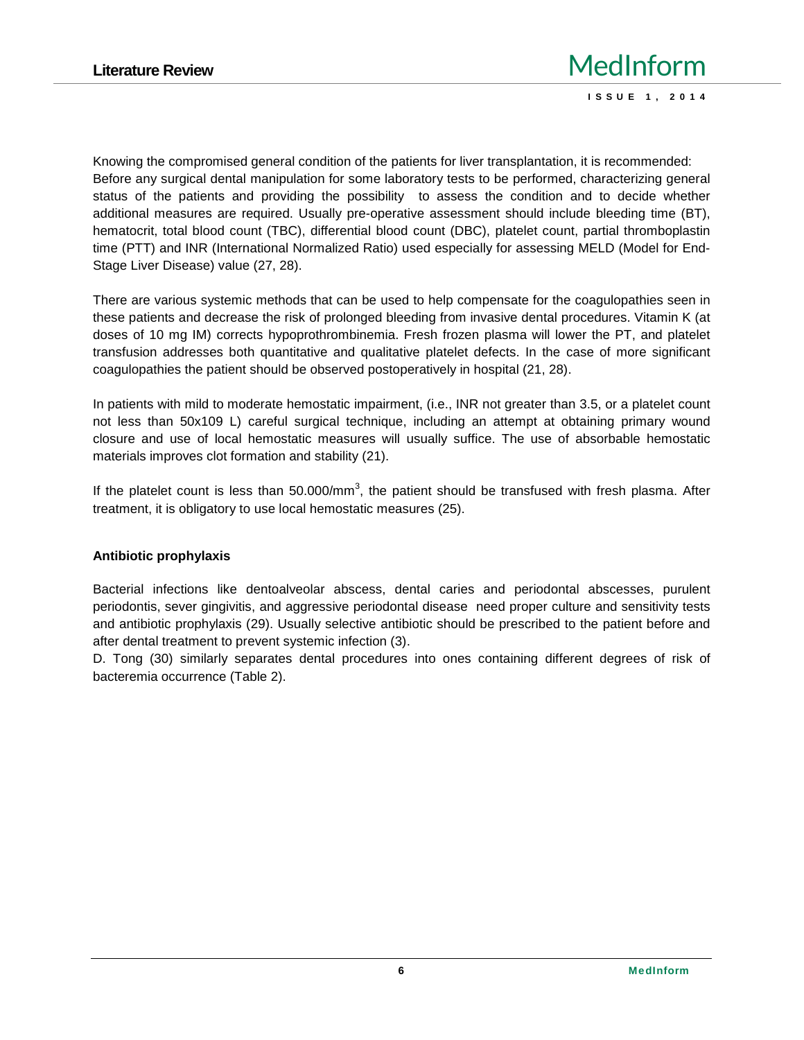Knowing the compromised general condition of the patients for liver transplantation, it is recommended: Before any surgical dental manipulation for some laboratory tests to be performed, characterizing general status of the patients and providing the possibility to assess the condition and to decide whether additional measures are required. Usually pre-operative assessment should include bleeding time (BT), hematocrit, total blood count (TBC), differential blood count (DBC), platelet count, partial thromboplastin time (PTT) and INR (International Normalized Ratio) used especially for assessing MELD (Model for End-Stage Liver Disease) value (27, 28).

There are various systemic methods that can be used to help compensate for the coagulopathies seen in these patients and decrease the risk of prolonged bleeding from invasive dental procedures. Vitamin K (at doses of 10 mg IM) corrects hypoprothrombinemia. Fresh frozen plasma will lower the PT, and platelet transfusion addresses both quantitative and qualitative platelet defects. In the case of more significant coagulopathies the patient should be observed postoperatively in hospital (21, 28).

In patients with mild to moderate hemostatic impairment, (i.e., INR not greater than 3.5, or a platelet count not less than 50x109 L) careful surgical technique, including an attempt at obtaining primary wound closure and use of local hemostatic measures will usually suffice. The use of absorbable hemostatic materials improves clot formation and stability (21).

If the platelet count is less than 50.000/mm$^3$, the patient should be transfused with fresh plasma. After treatment, it is obligatory to use local hemostatic measures (25).

**Antibiotic prophylaxis**

Bacterial infections like dentoalveolar abscess, dental caries and periodontal abscesses, purulent periodontis, sever gingivitis, and aggressive periodontal disease need proper culture and sensitivity tests and antibiotic prophylaxis (29). Usually selective antibiotic should be prescribed to the patient before and after dental treatment to prevent systemic infection (3).

D. Tong (30) similarly separates dental procedures into ones containing different degrees of risk of bacteremia occurrence (Table 2).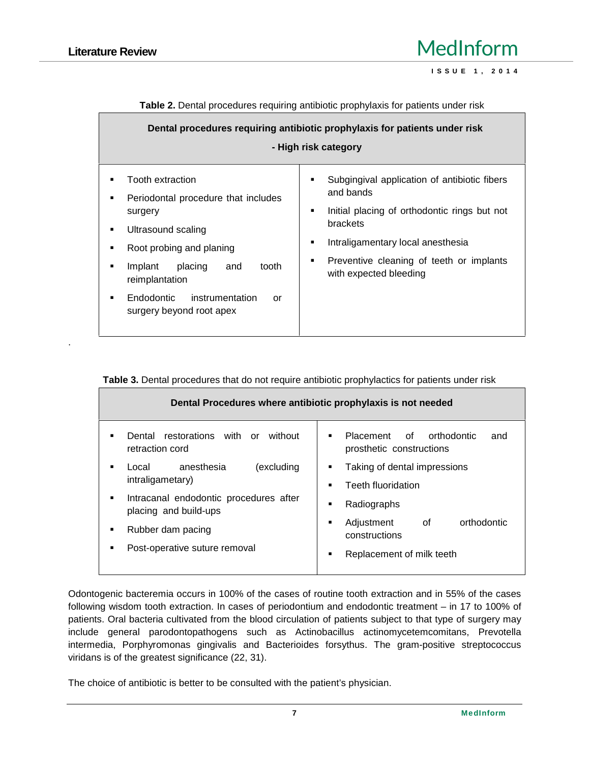**Table 2.** Dental procedures requiring antibiotic prophylaxis for patients under risk

| Dental procedures requiring antibiotic prophylaxis for patients under risk - High risk category | |
|---|---|
| ▪ Tooth extraction<br>▪ Periodontal procedure that includes surgery<br>▪ Ultrasound scaling<br>▪ Root probing and planing<br>▪ Implant placing and tooth reimplantation<br>▪ Endodontic instrumentation or surgery beyond root apex | ▪ Subgingival application of antibiotic fibers and bands<br>▪ Initial placing of orthodontic rings but not brackets<br>▪ Intraligamentary local anesthesia<br>▪ Preventive cleaning of teeth or implants with expected bleeding |

.

**Table 3.** Dental procedures that do not require antibiotic prophylactics for patients under risk

| Dental Procedures where antibiotic prophylaxis is not needed | |
|---|---|
| ▪ Dental restorations with or without retraction cord<br>▪ Local anesthesia (excluding intraligametary)<br>▪ Intracanal endodontic procedures after placing and build-ups<br>▪ Rubber dam pacing<br>▪ Post-operative suture removal | ▪ Placement of orthodontic and prosthetic constructions<br>▪ Taking of dental impressions<br>▪ Teeth fluoridation<br>▪ Radiographs<br>▪ Adjustment of orthodontic constructions<br>▪ Replacement of milk teeth |

Odontogenic bacteremia occurs in 100% of the cases of routine tooth extraction and in 55% of the cases following wisdom tooth extraction. In cases of periodontium and endodontic treatment – in 17 to 100% of patients. Oral bacteria cultivated from the blood circulation of patients subject to that type of surgery may include general parodontopathogens such as Actinobacillus actinomycetemcomitans, Prevotella intermedia, Porphyromonas gingivalis and Bacterioides forsythus. The gram-positive streptococcus viridans is of the greatest significance (22, 31).

The choice of antibiotic is better to be consulted with the patient's physician.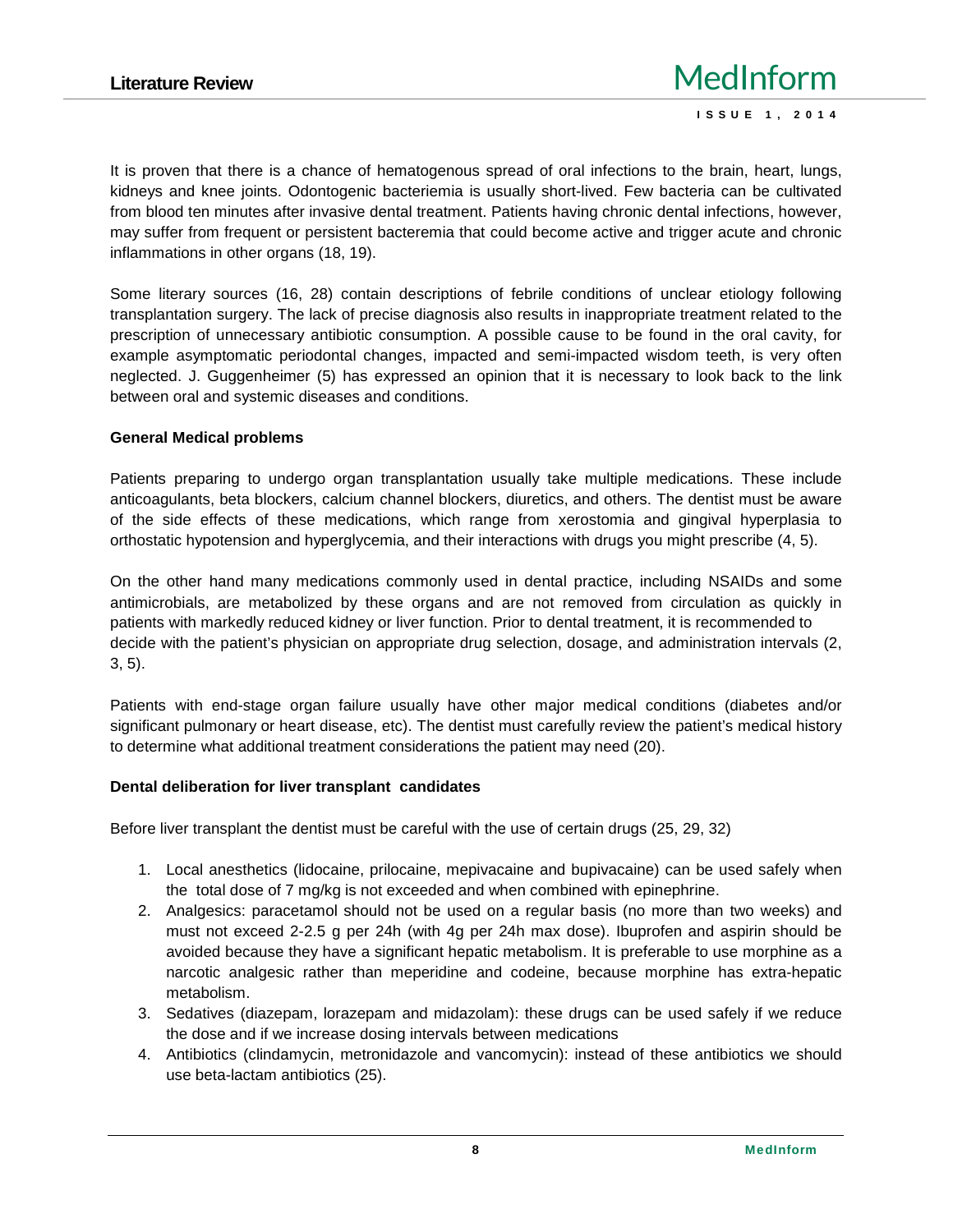It is proven that there is a chance of hematogenous spread of oral infections to the brain, heart, lungs, kidneys and knee joints. Odontogenic bacteriemia is usually short-lived. Few bacteria can be cultivated from blood ten minutes after invasive dental treatment. Patients having chronic dental infections, however, may suffer from frequent or persistent bacteremia that could become active and trigger acute and chronic inflammations in other organs (18, 19).

Some literary sources (16, 28) contain descriptions of febrile conditions of unclear etiology following transplantation surgery. The lack of precise diagnosis also results in inappropriate treatment related to the prescription of unnecessary antibiotic consumption. A possible cause to be found in the oral cavity, for example asymptomatic periodontal changes, impacted and semi-impacted wisdom teeth, is very often neglected. J. Guggenheimer (5) has expressed an opinion that it is necessary to look back to the link between oral and systemic diseases and conditions.

**General Medical problems**

Patients preparing to undergo organ transplantation usually take multiple medications. These include anticoagulants, beta blockers, calcium channel blockers, diuretics, and others. The dentist must be aware of the side effects of these medications, which range from xerostomia and gingival hyperplasia to orthostatic hypotension and hyperglycemia, and their interactions with drugs you might prescribe (4, 5).

On the other hand many medications commonly used in dental practice, including NSAIDs and some antimicrobials, are metabolized by these organs and are not removed from circulation as quickly in patients with markedly reduced kidney or liver function. Prior to dental treatment, it is recommended to decide with the patient's physician on appropriate drug selection, dosage, and administration intervals (2, 3, 5).

Patients with end-stage organ failure usually have other major medical conditions (diabetes and/or significant pulmonary or heart disease, etc). The dentist must carefully review the patient's medical history to determine what additional treatment considerations the patient may need (20).

**Dental deliberation for liver transplant candidates**

Before liver transplant the dentist must be careful with the use of certain drugs (25, 29, 32)

1. Local anesthetics (lidocaine, prilocaine, mepivacaine and bupivacaine) can be used safely when the total dose of 7 mg/kg is not exceeded and when combined with epinephrine.
2. Analgesics: paracetamol should not be used on a regular basis (no more than two weeks) and must not exceed 2-2.5 g per 24h (with 4g per 24h max dose). Ibuprofen and aspirin should be avoided because they have a significant hepatic metabolism. It is preferable to use morphine as a narcotic analgesic rather than meperidine and codeine, because morphine has extra-hepatic metabolism.
3. Sedatives (diazepam, lorazepam and midazolam): these drugs can be used safely if we reduce the dose and if we increase dosing intervals between medications
4. Antibiotics (clindamycin, metronidazole and vancomycin): instead of these antibiotics we should use beta-lactam antibiotics (25).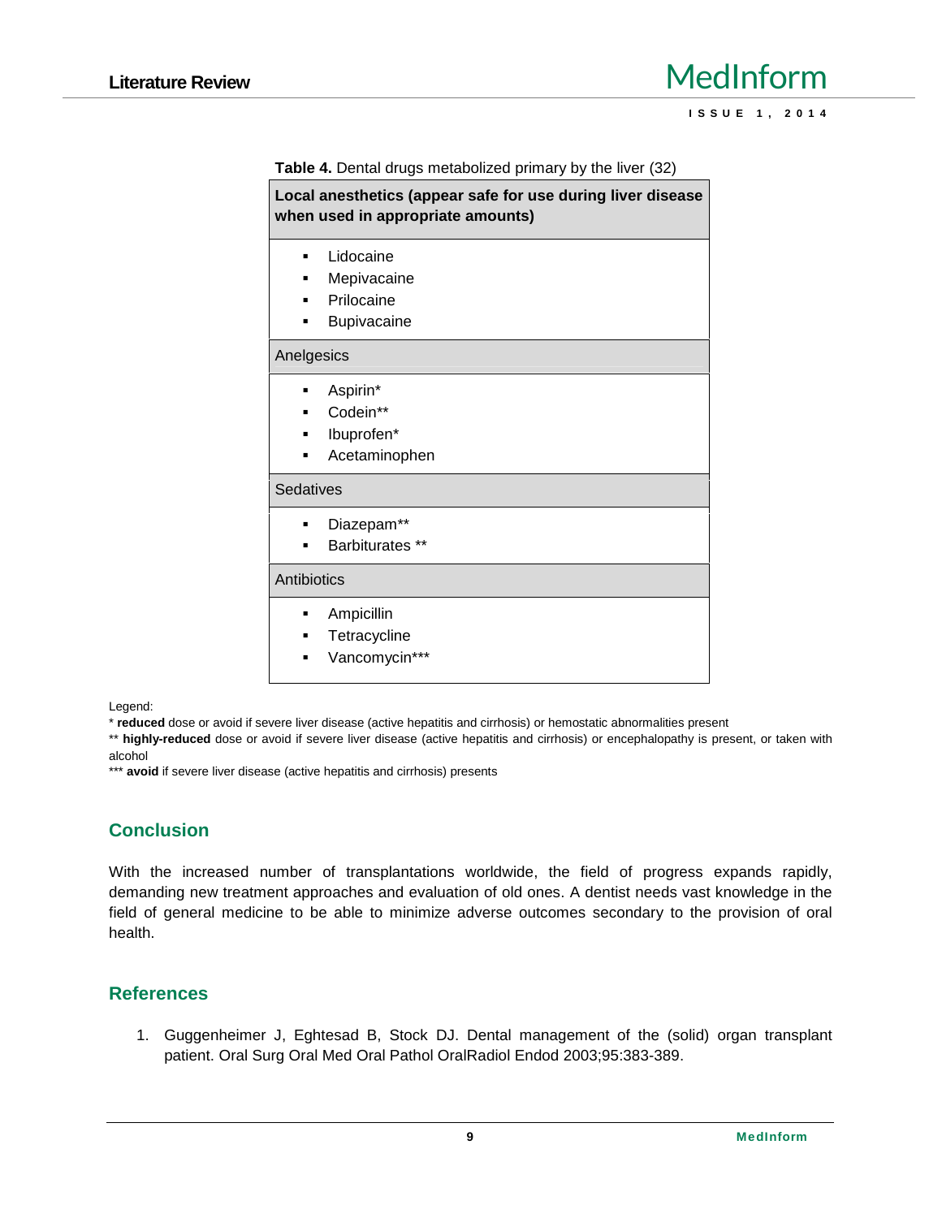**Table 4.** Dental drugs metabolized primary by the liver (32)

| **Local anesthetics (appear safe for use during liver disease when used in appropriate amounts)** |
|---|
| ▪ Lidocaine<br>▪ Mepivacaine<br>▪ Prilocaine<br>▪ Bupivacaine |
| Anelgesics |
| ▪ Aspirin*<br>▪ Codein**<br>▪ Ibuprofen*<br>▪ Acetaminophen |
| Sedatives |
| ▪ Diazepam**<br>▪ Barbiturates ** |
| Antibiotics |
| ▪ Ampicillin<br>▪ Tetracycline<br>▪ Vancomycin*** |

Legend:

* **reduced** dose or avoid if severe liver disease (active hepatitis and cirrhosis) or hemostatic abnormalities present

** **highly-reduced** dose or avoid if severe liver disease (active hepatitis and cirrhosis) or encephalopathy is present, or taken with alcohol

*** **avoid** if severe liver disease (active hepatitis and cirrhosis) presents

## Conclusion

With the increased number of transplantations worldwide, the field of progress expands rapidly, demanding new treatment approaches and evaluation of old ones. A dentist needs vast knowledge in the field of general medicine to be able to minimize adverse outcomes secondary to the provision of oral health.

## References

1. Guggenheimer J, Eghtesad B, Stock DJ. Dental management of the (solid) organ transplant patient. Oral Surg Oral Med Oral Pathol OralRadiol Endod 2003;95:383-389.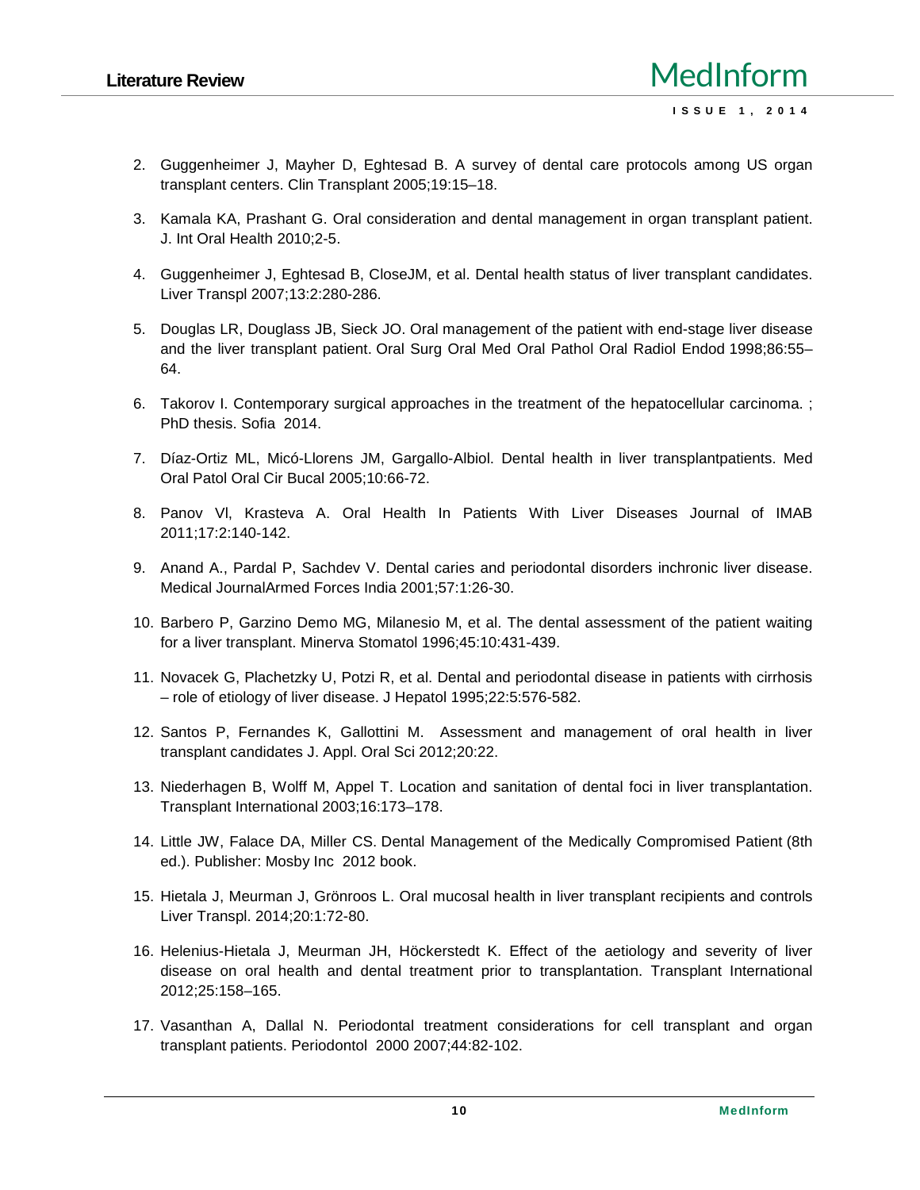2. Guggenheimer J, Mayher D, Eghtesad B. A survey of dental care protocols among US organ transplant centers. Clin Transplant 2005;19:15–18.
3. Kamala KA, Prashant G. Oral consideration and dental management in organ transplant patient. J. Int Oral Health 2010;2-5.
4. Guggenheimer J, Eghtesad B, CloseJM, et al. Dental health status of liver transplant candidates. Liver Transpl 2007;13:2:280-286.
5. Douglas LR, Douglass JB, Sieck JO. Oral management of the patient with end-stage liver disease and the liver transplant patient. Oral Surg Oral Med Oral Pathol Oral Radiol Endod 1998;86:55–64.
6. Takorov I. Contemporary surgical approaches in the treatment of the hepatocellular carcinoma. ; PhD thesis. Sofia 2014.
7. Díaz-Ortiz ML, Micó-Llorens JM, Gargallo-Albiol. Dental health in liver transplantpatients. Med Oral Patol Oral Cir Bucal 2005;10:66-72.
8. Panov Vl, Krasteva A. Oral Health In Patients With Liver Diseases Journal of IMAB 2011;17:2:140-142.
9. Anand A., Pardal P, Sachdev V. Dental caries and periodontal disorders inchronic liver disease. Medical JournalArmed Forces India 2001;57:1:26-30.
10. Barbero P, Garzino Demo MG, Milanesio M, et al. The dental assessment of the patient waiting for a liver transplant. Minerva Stomatol 1996;45:10:431-439.
11. Novacek G, Plachetzky U, Potzi R, et al. Dental and periodontal disease in patients with cirrhosis – role of etiology of liver disease. J Hepatol 1995;22:5:576-582.
12. Santos P, Fernandes K, Gallottini M. Assessment and management of oral health in liver transplant candidates J. Appl. Oral Sci 2012;20:22.
13. Niederhagen B, Wolff M, Appel T. Location and sanitation of dental foci in liver transplantation. Transplant International 2003;16:173–178.
14. Little JW, Falace DA, Miller CS. Dental Management of the Medically Compromised Patient (8th ed.). Publisher: Mosby Inc 2012 book.
15. Hietala J, Meurman J, Grönroos L. Oral mucosal health in liver transplant recipients and controls Liver Transpl. 2014;20:1:72-80.
16. Helenius-Hietala J, Meurman JH, Höckerstedt K. Effect of the aetiology and severity of liver disease on oral health and dental treatment prior to transplantation. Transplant International 2012;25:158–165.
17. Vasanthan A, Dallal N. Periodontal treatment considerations for cell transplant and organ transplant patients. Periodontol 2000 2007;44:82-102.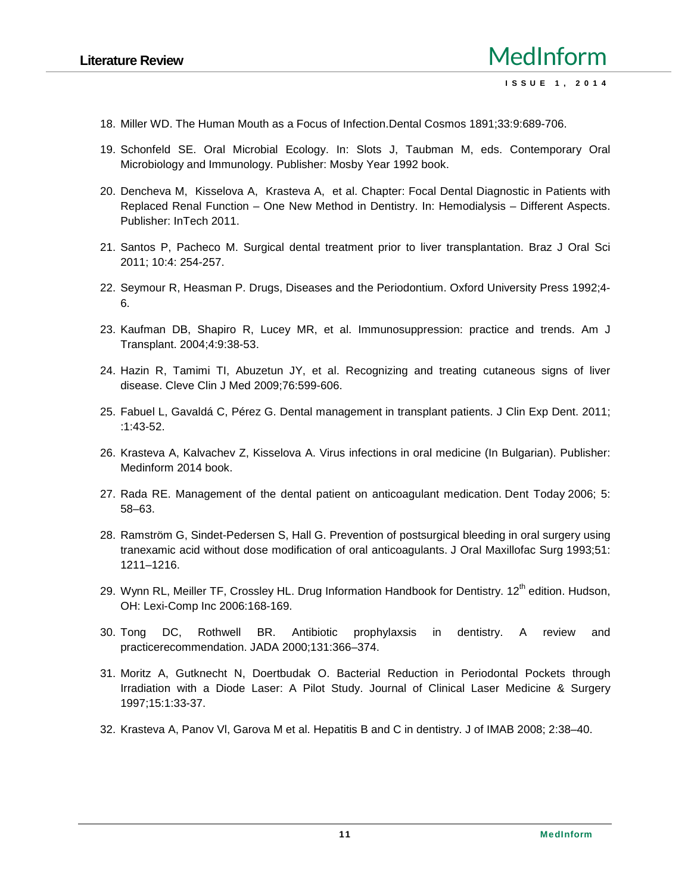18. Miller WD. The Human Mouth as a Focus of Infection.Dental Cosmos 1891;33:9:689-706.

19. Schonfeld SE. Oral Microbial Ecology. In: Slots J, Taubman M, eds. Contemporary Oral Microbiology and Immunology. Publisher: Mosby Year 1992 book.

20. Dencheva M, Kisselova A, Krasteva A, et al. Chapter: Focal Dental Diagnostic in Patients with Replaced Renal Function – One New Method in Dentistry. In: Hemodialysis – Different Aspects. Publisher: InTech 2011.

21. Santos P, Pacheco M. Surgical dental treatment prior to liver transplantation. Braz J Oral Sci 2011; 10:4: 254-257.

22. Seymour R, Heasman P. Drugs, Diseases and the Periodontium. Oxford University Press 1992;4-6.

23. Kaufman DB, Shapiro R, Lucey MR, et al. Immunosuppression: practice and trends. Am J Transplant. 2004;4:9:38-53.

24. Hazin R, Tamimi TI, Abuzetun JY, et al. Recognizing and treating cutaneous signs of liver disease. Cleve Clin J Med 2009;76:599-606.

25. Fabuel L, Gavaldá C, Pérez G. Dental management in transplant patients. J Clin Exp Dent. 2011; :1:43-52.

26. Krasteva A, Kalvachev Z, Kisselova A. Virus infections in oral medicine (In Bulgarian). Publisher: Medinform 2014 book.

27. Rada RE. Management of the dental patient on anticoagulant medication. Dent Today 2006; 5: 58–63.

28. Ramström G, Sindet-Pedersen S, Hall G. Prevention of postsurgical bleeding in oral surgery using tranexamic acid without dose modification of oral anticoagulants. J Oral Maxillofac Surg 1993;51: 1211–1216.

29. Wynn RL, Meiller TF, Crossley HL. Drug Information Handbook for Dentistry. 12th edition. Hudson, OH: Lexi-Comp Inc 2006:168-169.

30. Tong DC, Rothwell BR. Antibiotic prophylaxsis in dentistry. A review and practicerecommendation. JADA 2000;131:366–374.

31. Moritz A, Gutknecht N, Doertbudak O. Bacterial Reduction in Periodontal Pockets through Irradiation with a Diode Laser: A Pilot Study. Journal of Clinical Laser Medicine & Surgery 1997;15:1:33-37.

32. Krasteva A, Panov Vl, Garova M et al. Hepatitis B and C in dentistry. J of IMAB 2008; 2:38–40.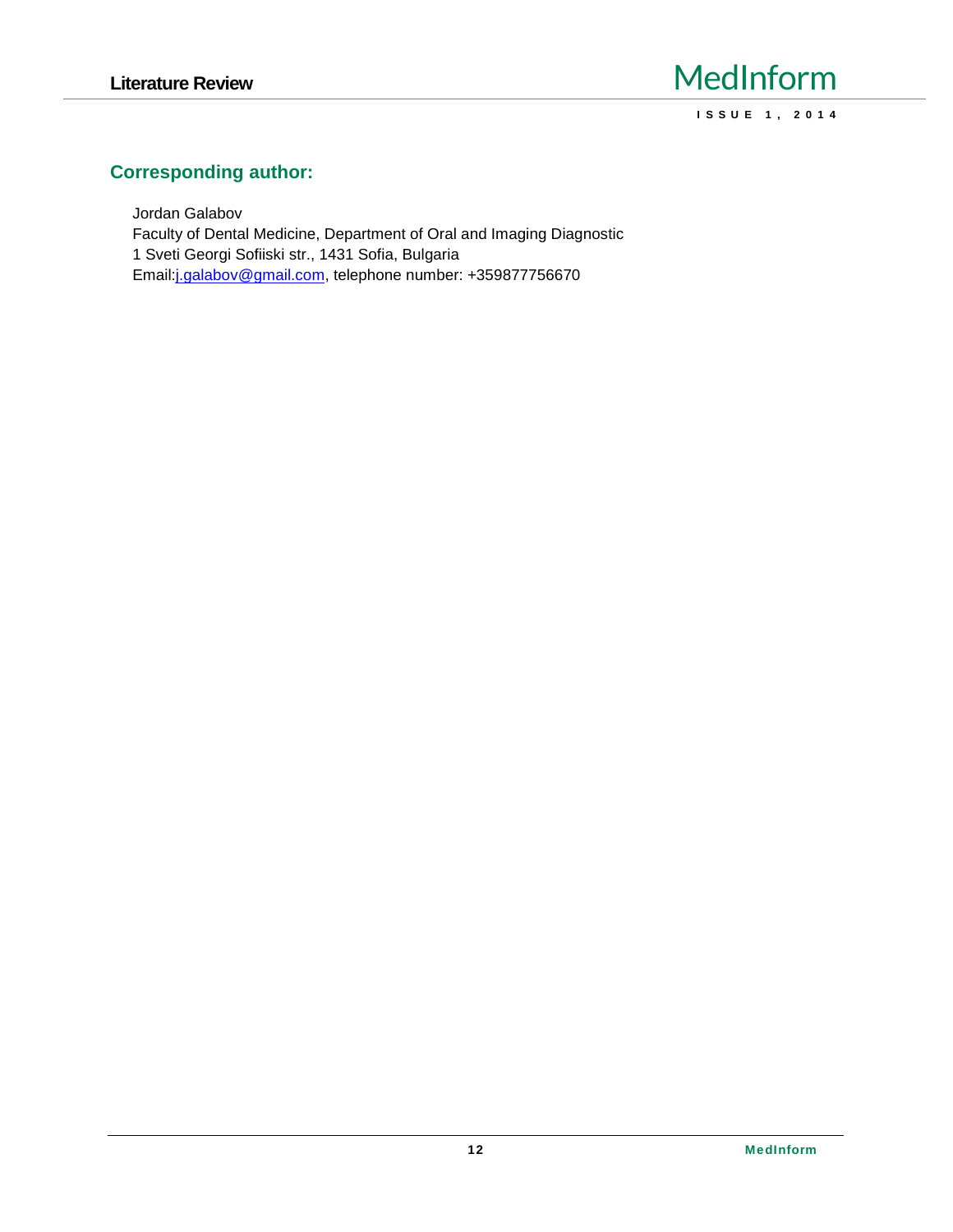## Corresponding author:

Jordan Galabov
Faculty of Dental Medicine, Department of Oral and Imaging Diagnostic
1 Sveti Georgi Sofiiski str., 1431 Sofia, Bulgaria
Email:j.galabov@gmail.com, telephone number: +359877756670